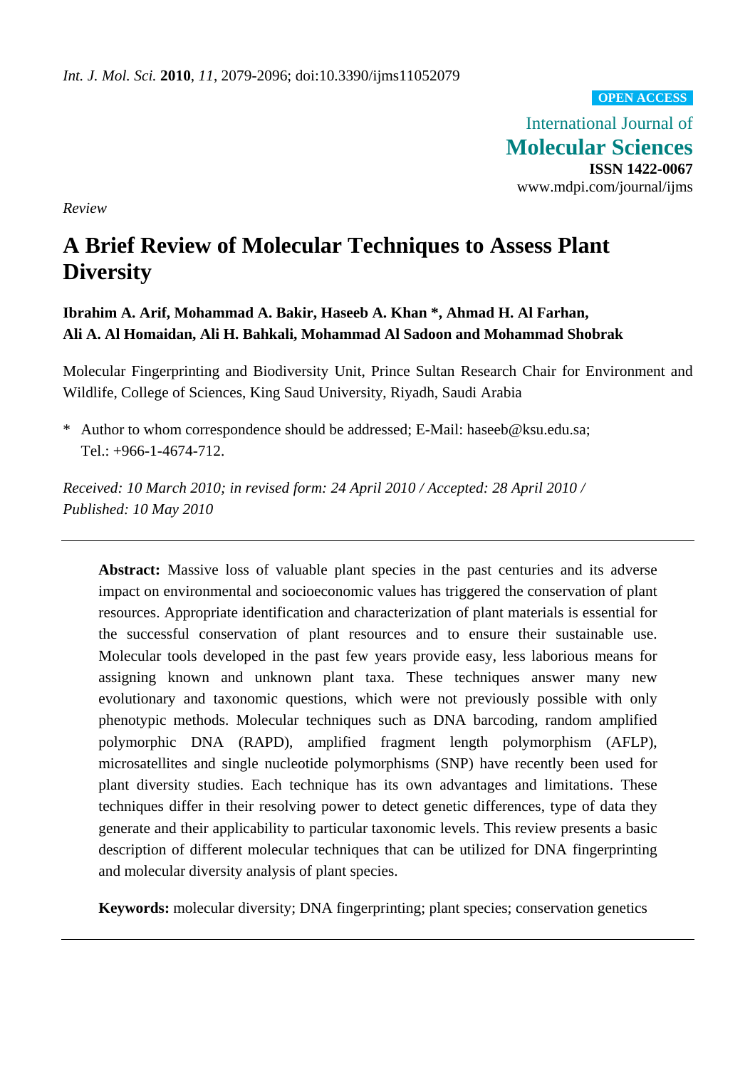*Int. J. Mol. Sci.* **2010**, *11*, 2079-2096; doi:10.3390/ijms11052079

**OPEN ACCESS**

International Journal of
**Molecular Sciences**
**ISSN 1422-0067**
www.mdpi.com/journal/ijms

*Review*

# A Brief Review of Molecular Techniques to Assess Plant Diversity

**Ibrahim A. Arif, Mohammad A. Bakir, Haseeb A. Khan \*, Ahmad H. Al Farhan, Ali A. Al Homaidan, Ali H. Bahkali, Mohammad Al Sadoon and Mohammad Shobrak**

Molecular Fingerprinting and Biodiversity Unit, Prince Sultan Research Chair for Environment and Wildlife, College of Sciences, King Saud University, Riyadh, Saudi Arabia

\* Author to whom correspondence should be addressed; E-Mail: haseeb@ksu.edu.sa; Tel.: +966-1-4674-712.

*Received: 10 March 2010; in revised form: 24 April 2010 / Accepted: 28 April 2010 / Published: 10 May 2010*

---

**Abstract:** Massive loss of valuable plant species in the past centuries and its adverse impact on environmental and socioeconomic values has triggered the conservation of plant resources. Appropriate identification and characterization of plant materials is essential for the successful conservation of plant resources and to ensure their sustainable use. Molecular tools developed in the past few years provide easy, less laborious means for assigning known and unknown plant taxa. These techniques answer many new evolutionary and taxonomic questions, which were not previously possible with only phenotypic methods. Molecular techniques such as DNA barcoding, random amplified polymorphic DNA (RAPD), amplified fragment length polymorphism (AFLP), microsatellites and single nucleotide polymorphisms (SNP) have recently been used for plant diversity studies. Each technique has its own advantages and limitations. These techniques differ in their resolving power to detect genetic differences, type of data they generate and their applicability to particular taxonomic levels. This review presents a basic description of different molecular techniques that can be utilized for DNA fingerprinting and molecular diversity analysis of plant species.

**Keywords:** molecular diversity; DNA fingerprinting; plant species; conservation genetics

---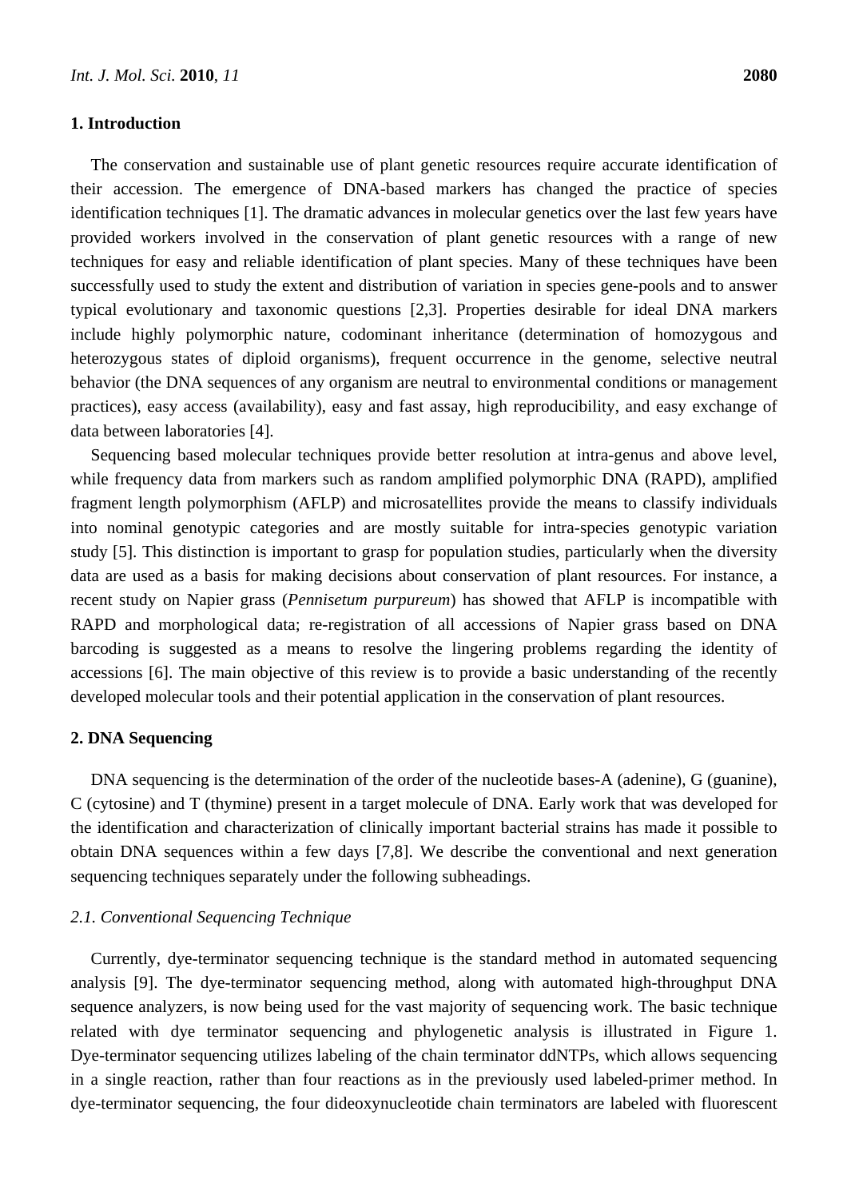## 1. Introduction

The conservation and sustainable use of plant genetic resources require accurate identification of their accession. The emergence of DNA-based markers has changed the practice of species identification techniques [1]. The dramatic advances in molecular genetics over the last few years have provided workers involved in the conservation of plant genetic resources with a range of new techniques for easy and reliable identification of plant species. Many of these techniques have been successfully used to study the extent and distribution of variation in species gene-pools and to answer typical evolutionary and taxonomic questions [2,3]. Properties desirable for ideal DNA markers include highly polymorphic nature, codominant inheritance (determination of homozygous and heterozygous states of diploid organisms), frequent occurrence in the genome, selective neutral behavior (the DNA sequences of any organism are neutral to environmental conditions or management practices), easy access (availability), easy and fast assay, high reproducibility, and easy exchange of data between laboratories [4].

Sequencing based molecular techniques provide better resolution at intra-genus and above level, while frequency data from markers such as random amplified polymorphic DNA (RAPD), amplified fragment length polymorphism (AFLP) and microsatellites provide the means to classify individuals into nominal genotypic categories and are mostly suitable for intra-species genotypic variation study [5]. This distinction is important to grasp for population studies, particularly when the diversity data are used as a basis for making decisions about conservation of plant resources. For instance, a recent study on Napier grass (*Pennisetum purpureum*) has showed that AFLP is incompatible with RAPD and morphological data; re-registration of all accessions of Napier grass based on DNA barcoding is suggested as a means to resolve the lingering problems regarding the identity of accessions [6]. The main objective of this review is to provide a basic understanding of the recently developed molecular tools and their potential application in the conservation of plant resources.

## 2. DNA Sequencing

DNA sequencing is the determination of the order of the nucleotide bases-A (adenine), G (guanine), C (cytosine) and T (thymine) present in a target molecule of DNA. Early work that was developed for the identification and characterization of clinically important bacterial strains has made it possible to obtain DNA sequences within a few days [7,8]. We describe the conventional and next generation sequencing techniques separately under the following subheadings.

### *2.1. Conventional Sequencing Technique*

Currently, dye-terminator sequencing technique is the standard method in automated sequencing analysis [9]. The dye-terminator sequencing method, along with automated high-throughput DNA sequence analyzers, is now being used for the vast majority of sequencing work. The basic technique related with dye terminator sequencing and phylogenetic analysis is illustrated in Figure 1. Dye-terminator sequencing utilizes labeling of the chain terminator ddNTPs, which allows sequencing in a single reaction, rather than four reactions as in the previously used labeled-primer method. In dye-terminator sequencing, the four dideoxynucleotide chain terminators are labeled with fluorescent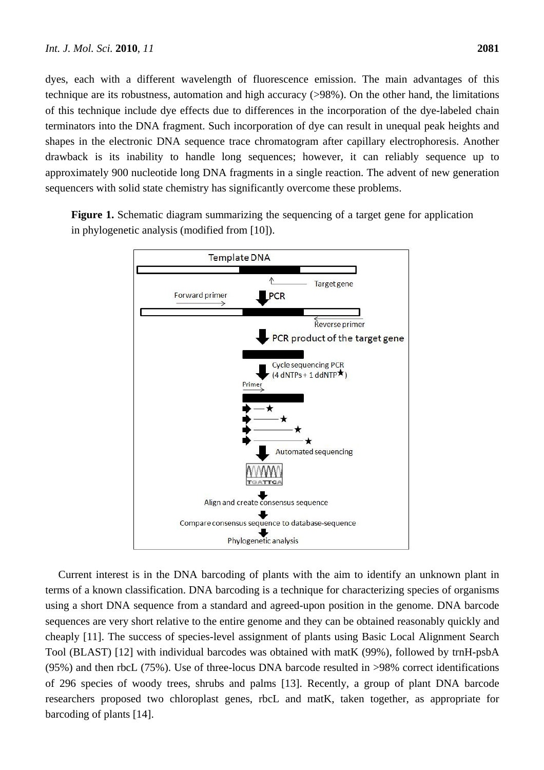dyes, each with a different wavelength of fluorescence emission. The main advantages of this technique are its robustness, automation and high accuracy (>98%). On the other hand, the limitations of this technique include dye effects due to differences in the incorporation of the dye-labeled chain terminators into the DNA fragment. Such incorporation of dye can result in unequal peak heights and shapes in the electronic DNA sequence trace chromatogram after capillary electrophoresis. Another drawback is its inability to handle long sequences; however, it can reliably sequence up to approximately 900 nucleotide long DNA fragments in a single reaction. The advent of new generation sequencers with solid state chemistry has significantly overcome these problems.

**Figure 1.** Schematic diagram summarizing the sequencing of a target gene for application in phylogenetic analysis (modified from [10]).

Current interest is in the DNA barcoding of plants with the aim to identify an unknown plant in terms of a known classification. DNA barcoding is a technique for characterizing species of organisms using a short DNA sequence from a standard and agreed-upon position in the genome. DNA barcode sequences are very short relative to the entire genome and they can be obtained reasonably quickly and cheaply [11]. The success of species-level assignment of plants using Basic Local Alignment Search Tool (BLAST) [12] with individual barcodes was obtained with matK (99%), followed by trnH-psbA (95%) and then rbcL (75%). Use of three-locus DNA barcode resulted in >98% correct identifications of 296 species of woody trees, shrubs and palms [13]. Recently, a group of plant DNA barcode researchers proposed two chloroplast genes, rbcL and matK, taken together, as appropriate for barcoding of plants [14].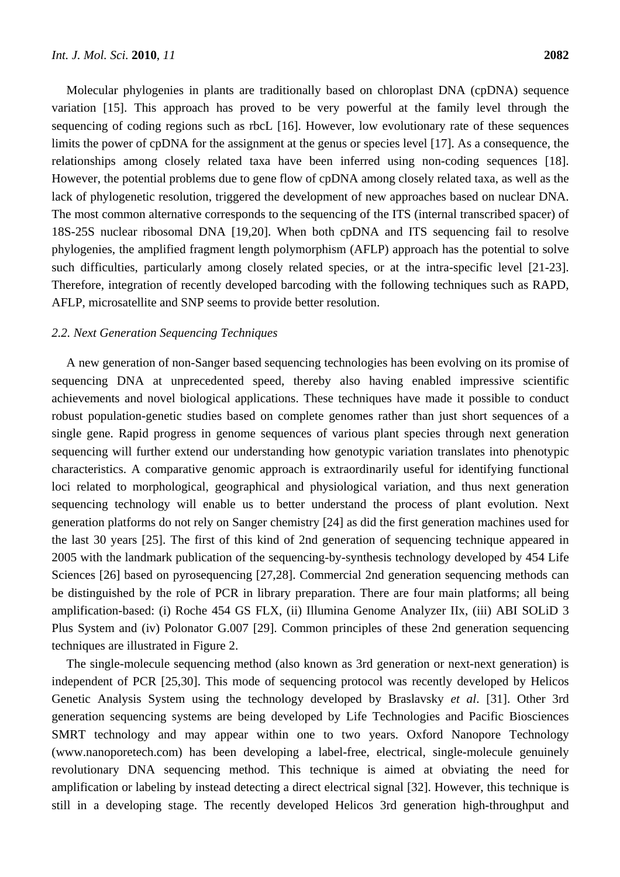Molecular phylogenies in plants are traditionally based on chloroplast DNA (cpDNA) sequence variation [15]. This approach has proved to be very powerful at the family level through the sequencing of coding regions such as rbcL [16]. However, low evolutionary rate of these sequences limits the power of cpDNA for the assignment at the genus or species level [17]. As a consequence, the relationships among closely related taxa have been inferred using non-coding sequences [18]. However, the potential problems due to gene flow of cpDNA among closely related taxa, as well as the lack of phylogenetic resolution, triggered the development of new approaches based on nuclear DNA. The most common alternative corresponds to the sequencing of the ITS (internal transcribed spacer) of 18S-25S nuclear ribosomal DNA [19,20]. When both cpDNA and ITS sequencing fail to resolve phylogenies, the amplified fragment length polymorphism (AFLP) approach has the potential to solve such difficulties, particularly among closely related species, or at the intra-specific level [21-23]. Therefore, integration of recently developed barcoding with the following techniques such as RAPD, AFLP, microsatellite and SNP seems to provide better resolution.

### *2.2. Next Generation Sequencing Techniques*

A new generation of non-Sanger based sequencing technologies has been evolving on its promise of sequencing DNA at unprecedented speed, thereby also having enabled impressive scientific achievements and novel biological applications. These techniques have made it possible to conduct robust population-genetic studies based on complete genomes rather than just short sequences of a single gene. Rapid progress in genome sequences of various plant species through next generation sequencing will further extend our understanding how genotypic variation translates into phenotypic characteristics. A comparative genomic approach is extraordinarily useful for identifying functional loci related to morphological, geographical and physiological variation, and thus next generation sequencing technology will enable us to better understand the process of plant evolution. Next generation platforms do not rely on Sanger chemistry [24] as did the first generation machines used for the last 30 years [25]. The first of this kind of 2nd generation of sequencing technique appeared in 2005 with the landmark publication of the sequencing-by-synthesis technology developed by 454 Life Sciences [26] based on pyrosequencing [27,28]. Commercial 2nd generation sequencing methods can be distinguished by the role of PCR in library preparation. There are four main platforms; all being amplification-based: (i) Roche 454 GS FLX, (ii) Illumina Genome Analyzer IIx, (iii) ABI SOLiD 3 Plus System and (iv) Polonator G.007 [29]. Common principles of these 2nd generation sequencing techniques are illustrated in Figure 2.

The single-molecule sequencing method (also known as 3rd generation or next-next generation) is independent of PCR [25,30]. This mode of sequencing protocol was recently developed by Helicos Genetic Analysis System using the technology developed by Braslavsky *et al*. [31]. Other 3rd generation sequencing systems are being developed by Life Technologies and Pacific Biosciences SMRT technology and may appear within one to two years. Oxford Nanopore Technology (www.nanoporetech.com) has been developing a label-free, electrical, single-molecule genuinely revolutionary DNA sequencing method. This technique is aimed at obviating the need for amplification or labeling by instead detecting a direct electrical signal [32]. However, this technique is still in a developing stage. The recently developed Helicos 3rd generation high-throughput and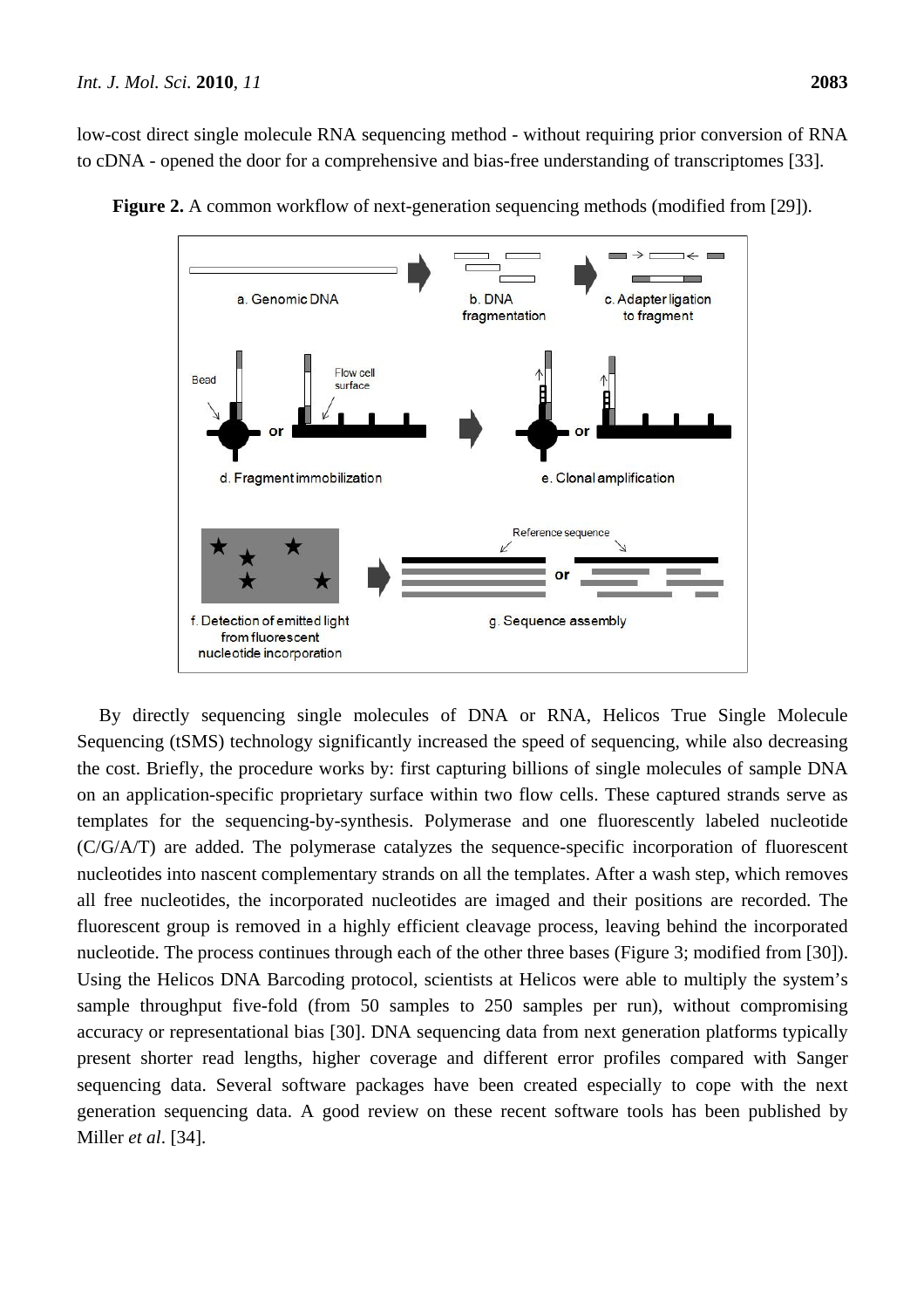low-cost direct single molecule RNA sequencing method - without requiring prior conversion of RNA to cDNA - opened the door for a comprehensive and bias-free understanding of transcriptomes [33].

**Figure 2.** A common workflow of next-generation sequencing methods (modified from [29]).

By directly sequencing single molecules of DNA or RNA, Helicos True Single Molecule Sequencing (tSMS) technology significantly increased the speed of sequencing, while also decreasing the cost. Briefly, the procedure works by: first capturing billions of single molecules of sample DNA on an application-specific proprietary surface within two flow cells. These captured strands serve as templates for the sequencing-by-synthesis. Polymerase and one fluorescently labeled nucleotide (C/G/A/T) are added. The polymerase catalyzes the sequence-specific incorporation of fluorescent nucleotides into nascent complementary strands on all the templates. After a wash step, which removes all free nucleotides, the incorporated nucleotides are imaged and their positions are recorded. The fluorescent group is removed in a highly efficient cleavage process, leaving behind the incorporated nucleotide. The process continues through each of the other three bases (Figure 3; modified from [30]). Using the Helicos DNA Barcoding protocol, scientists at Helicos were able to multiply the system's sample throughput five-fold (from 50 samples to 250 samples per run), without compromising accuracy or representational bias [30]. DNA sequencing data from next generation platforms typically present shorter read lengths, higher coverage and different error profiles compared with Sanger sequencing data. Several software packages have been created especially to cope with the next generation sequencing data. A good review on these recent software tools has been published by Miller *et al*. [34].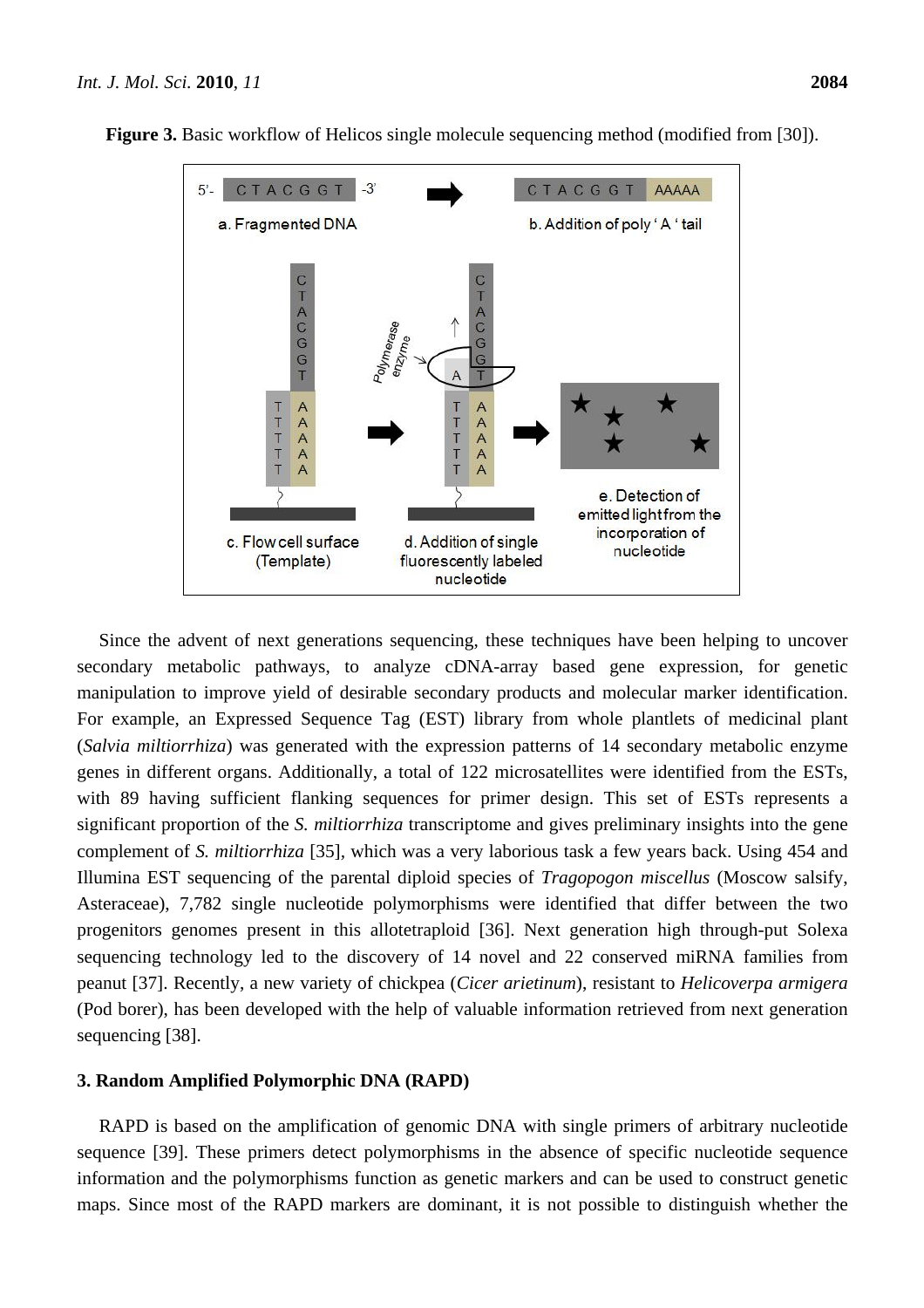**Figure 3.** Basic workflow of Helicos single molecule sequencing method (modified from [30]).

Since the advent of next generations sequencing, these techniques have been helping to uncover secondary metabolic pathways, to analyze cDNA-array based gene expression, for genetic manipulation to improve yield of desirable secondary products and molecular marker identification. For example, an Expressed Sequence Tag (EST) library from whole plantlets of medicinal plant (*Salvia miltiorrhiza*) was generated with the expression patterns of 14 secondary metabolic enzyme genes in different organs. Additionally, a total of 122 microsatellites were identified from the ESTs, with 89 having sufficient flanking sequences for primer design. This set of ESTs represents a significant proportion of the *S. miltiorrhiza* transcriptome and gives preliminary insights into the gene complement of *S. miltiorrhiza* [35], which was a very laborious task a few years back. Using 454 and Illumina EST sequencing of the parental diploid species of *Tragopogon miscellus* (Moscow salsify, Asteraceae), 7,782 single nucleotide polymorphisms were identified that differ between the two progenitors genomes present in this allotetraploid [36]. Next generation high through-put Solexa sequencing technology led to the discovery of 14 novel and 22 conserved miRNA families from peanut [37]. Recently, a new variety of chickpea (*Cicer arietinum*), resistant to *Helicoverpa armigera* (Pod borer), has been developed with the help of valuable information retrieved from next generation sequencing [38].

## 3. Random Amplified Polymorphic DNA (RAPD)

RAPD is based on the amplification of genomic DNA with single primers of arbitrary nucleotide sequence [39]. These primers detect polymorphisms in the absence of specific nucleotide sequence information and the polymorphisms function as genetic markers and can be used to construct genetic maps. Since most of the RAPD markers are dominant, it is not possible to distinguish whether the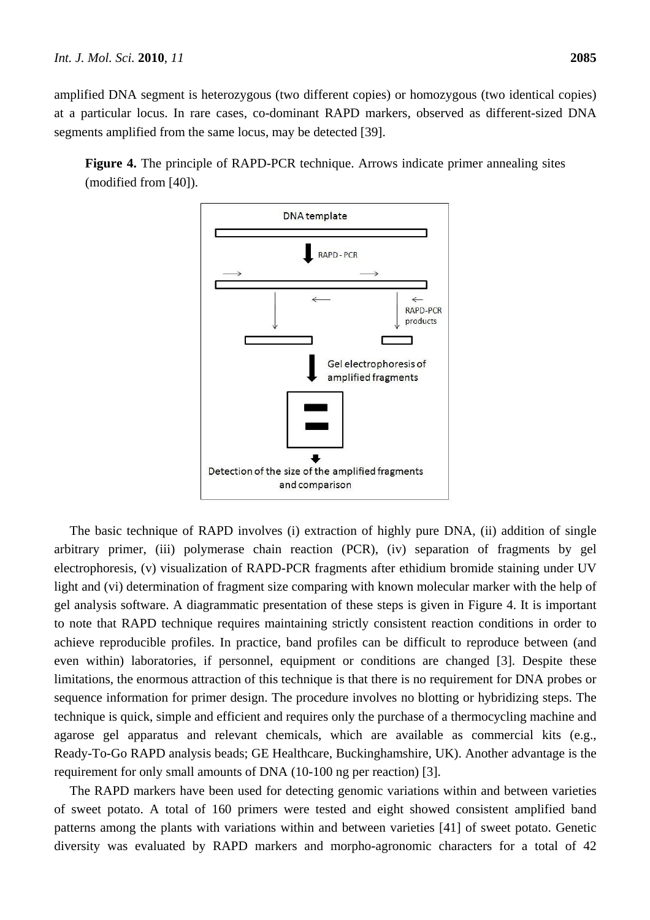amplified DNA segment is heterozygous (two different copies) or homozygous (two identical copies) at a particular locus. In rare cases, co-dominant RAPD markers, observed as different-sized DNA segments amplified from the same locus, may be detected [39].

**Figure 4.** The principle of RAPD-PCR technique. Arrows indicate primer annealing sites (modified from [40]).

The basic technique of RAPD involves (i) extraction of highly pure DNA, (ii) addition of single arbitrary primer, (iii) polymerase chain reaction (PCR), (iv) separation of fragments by gel electrophoresis, (v) visualization of RAPD-PCR fragments after ethidium bromide staining under UV light and (vi) determination of fragment size comparing with known molecular marker with the help of gel analysis software. A diagrammatic presentation of these steps is given in Figure 4. It is important to note that RAPD technique requires maintaining strictly consistent reaction conditions in order to achieve reproducible profiles. In practice, band profiles can be difficult to reproduce between (and even within) laboratories, if personnel, equipment or conditions are changed [3]. Despite these limitations, the enormous attraction of this technique is that there is no requirement for DNA probes or sequence information for primer design. The procedure involves no blotting or hybridizing steps. The technique is quick, simple and efficient and requires only the purchase of a thermocycling machine and agarose gel apparatus and relevant chemicals, which are available as commercial kits (e.g., Ready-To-Go RAPD analysis beads; GE Healthcare, Buckinghamshire, UK). Another advantage is the requirement for only small amounts of DNA (10-100 ng per reaction) [3].

The RAPD markers have been used for detecting genomic variations within and between varieties of sweet potato. A total of 160 primers were tested and eight showed consistent amplified band patterns among the plants with variations within and between varieties [41] of sweet potato. Genetic diversity was evaluated by RAPD markers and morpho-agronomic characters for a total of 42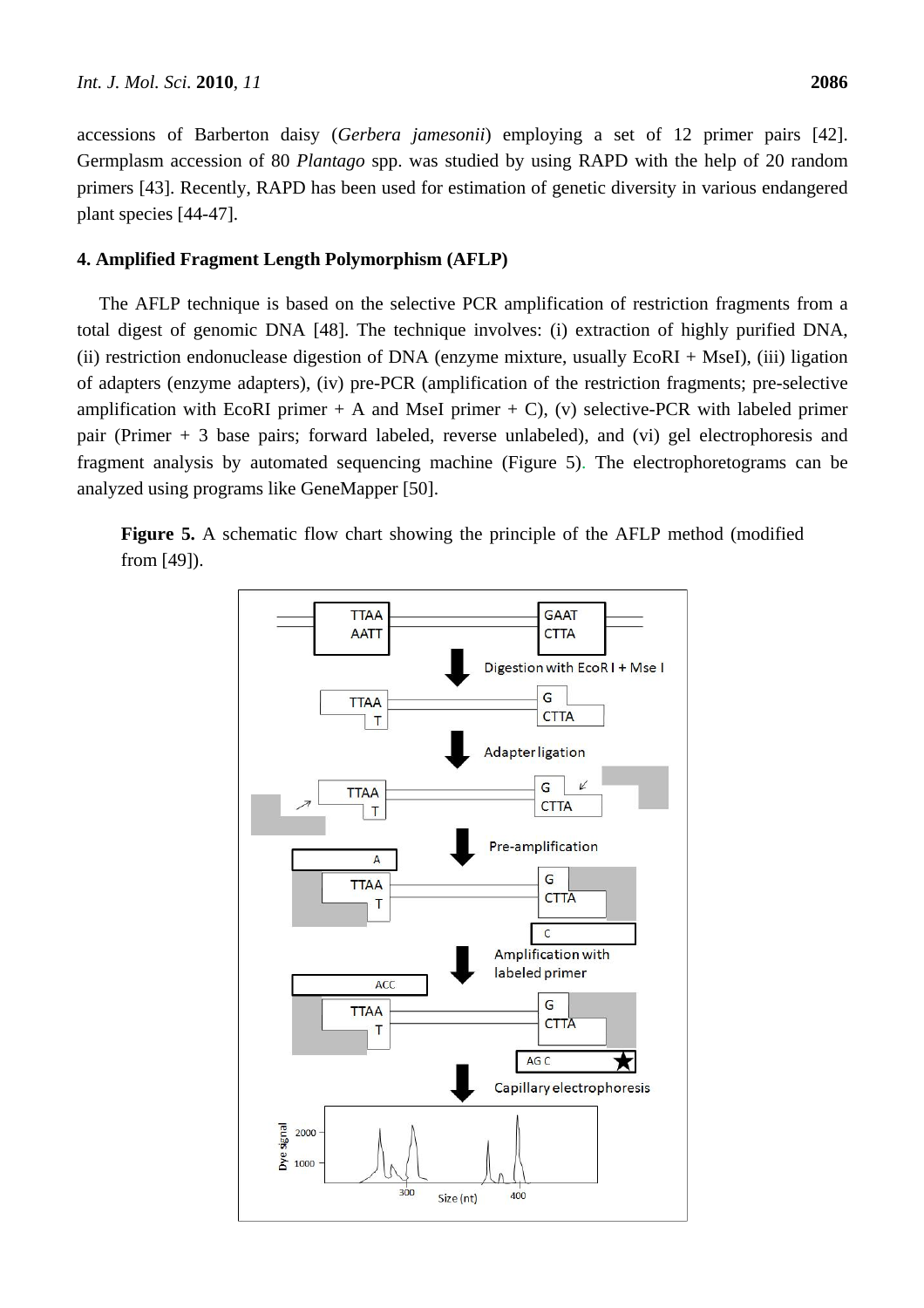accessions of Barberton daisy (*Gerbera jamesonii*) employing a set of 12 primer pairs [42]. Germplasm accession of 80 *Plantago* spp. was studied by using RAPD with the help of 20 random primers [43]. Recently, RAPD has been used for estimation of genetic diversity in various endangered plant species [44-47].

## 4. Amplified Fragment Length Polymorphism (AFLP)

The AFLP technique is based on the selective PCR amplification of restriction fragments from a total digest of genomic DNA [48]. The technique involves: (i) extraction of highly purified DNA, (ii) restriction endonuclease digestion of DNA (enzyme mixture, usually EcoRI + MseI), (iii) ligation of adapters (enzyme adapters), (iv) pre-PCR (amplification of the restriction fragments; pre-selective amplification with EcoRI primer + A and MseI primer + C), (v) selective-PCR with labeled primer pair (Primer + 3 base pairs; forward labeled, reverse unlabeled), and (vi) gel electrophoresis and fragment analysis by automated sequencing machine (Figure 5). The electrophoretograms can be analyzed using programs like GeneMapper [50].

**Figure 5.** A schematic flow chart showing the principle of the AFLP method (modified from [49]).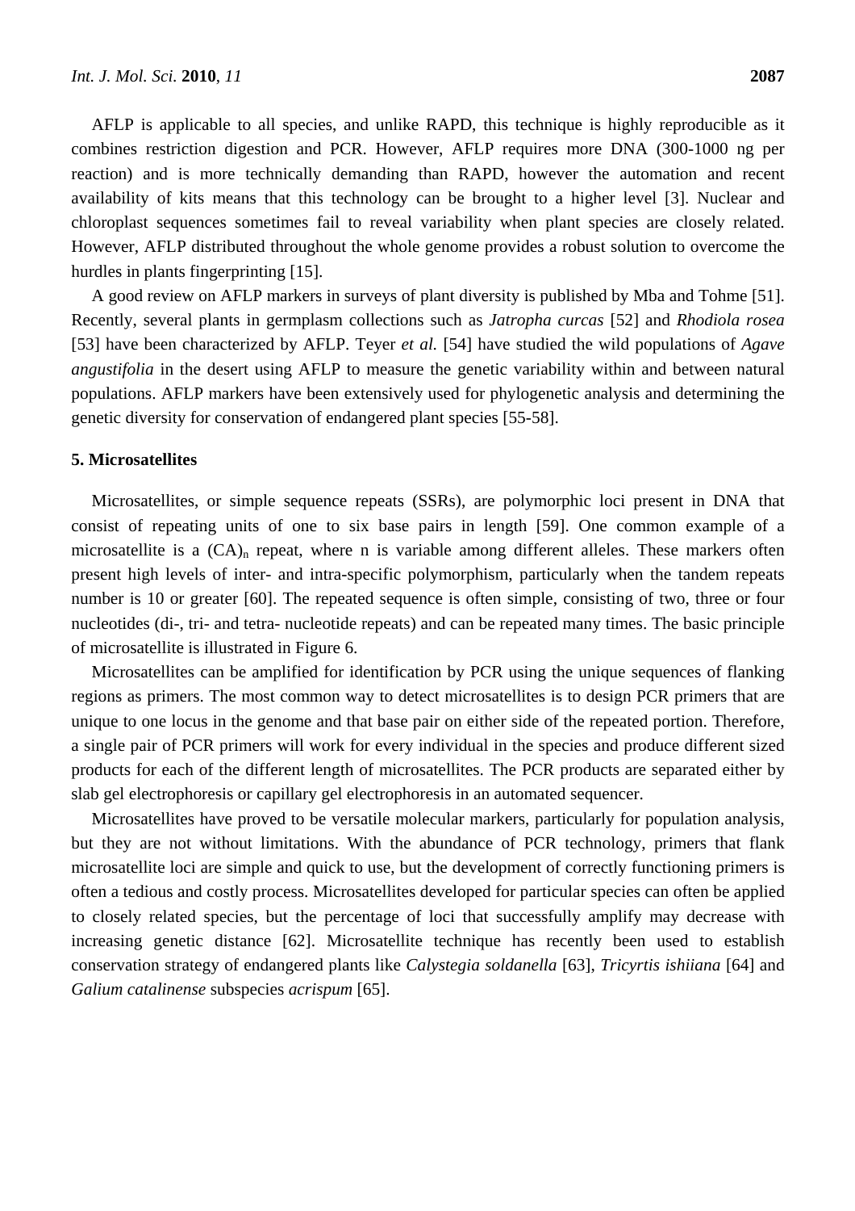AFLP is applicable to all species, and unlike RAPD, this technique is highly reproducible as it combines restriction digestion and PCR. However, AFLP requires more DNA (300-1000 ng per reaction) and is more technically demanding than RAPD, however the automation and recent availability of kits means that this technology can be brought to a higher level [3]. Nuclear and chloroplast sequences sometimes fail to reveal variability when plant species are closely related. However, AFLP distributed throughout the whole genome provides a robust solution to overcome the hurdles in plants fingerprinting [15].

A good review on AFLP markers in surveys of plant diversity is published by Mba and Tohme [51]. Recently, several plants in germplasm collections such as *Jatropha curcas* [52] and *Rhodiola rosea* [53] have been characterized by AFLP. Teyer *et al.* [54] have studied the wild populations of *Agave angustifolia* in the desert using AFLP to measure the genetic variability within and between natural populations. AFLP markers have been extensively used for phylogenetic analysis and determining the genetic diversity for conservation of endangered plant species [55-58].

## 5. Microsatellites

Microsatellites, or simple sequence repeats (SSRs), are polymorphic loci present in DNA that consist of repeating units of one to six base pairs in length [59]. One common example of a microsatellite is a $(CA)_n$ repeat, where n is variable among different alleles. These markers often present high levels of inter- and intra-specific polymorphism, particularly when the tandem repeats number is 10 or greater [60]. The repeated sequence is often simple, consisting of two, three or four nucleotides (di-, tri- and tetra- nucleotide repeats) and can be repeated many times. The basic principle of microsatellite is illustrated in Figure 6.

Microsatellites can be amplified for identification by PCR using the unique sequences of flanking regions as primers. The most common way to detect microsatellites is to design PCR primers that are unique to one locus in the genome and that base pair on either side of the repeated portion. Therefore, a single pair of PCR primers will work for every individual in the species and produce different sized products for each of the different length of microsatellites. The PCR products are separated either by slab gel electrophoresis or capillary gel electrophoresis in an automated sequencer.

Microsatellites have proved to be versatile molecular markers, particularly for population analysis, but they are not without limitations. With the abundance of PCR technology, primers that flank microsatellite loci are simple and quick to use, but the development of correctly functioning primers is often a tedious and costly process. Microsatellites developed for particular species can often be applied to closely related species, but the percentage of loci that successfully amplify may decrease with increasing genetic distance [62]. Microsatellite technique has recently been used to establish conservation strategy of endangered plants like *Calystegia soldanella* [63], *Tricyrtis ishiiana* [64] and *Galium catalinense* subspecies *acrispum* [65].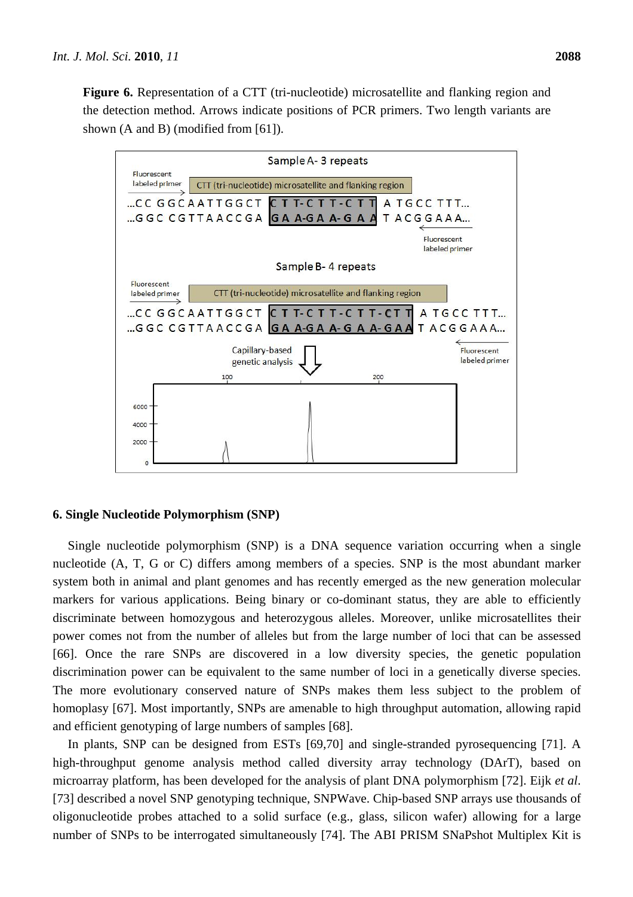**Figure 6.** Representation of a CTT (tri-nucleotide) microsatellite and flanking region and the detection method. Arrows indicate positions of PCR primers. Two length variants are shown (A and B) (modified from [61]).

## 6. Single Nucleotide Polymorphism (SNP)

Single nucleotide polymorphism (SNP) is a DNA sequence variation occurring when a single nucleotide (A, T, G or C) differs among members of a species. SNP is the most abundant marker system both in animal and plant genomes and has recently emerged as the new generation molecular markers for various applications. Being binary or co-dominant status, they are able to efficiently discriminate between homozygous and heterozygous alleles. Moreover, unlike microsatellites their power comes not from the number of alleles but from the large number of loci that can be assessed [66]. Once the rare SNPs are discovered in a low diversity species, the genetic population discrimination power can be equivalent to the same number of loci in a genetically diverse species. The more evolutionary conserved nature of SNPs makes them less subject to the problem of homoplasy [67]. Most importantly, SNPs are amenable to high throughput automation, allowing rapid and efficient genotyping of large numbers of samples [68].

In plants, SNP can be designed from ESTs [69,70] and single-stranded pyrosequencing [71]. A high-throughput genome analysis method called diversity array technology (DArT), based on microarray platform, has been developed for the analysis of plant DNA polymorphism [72]. Eijk *et al.* [73] described a novel SNP genotyping technique, SNPWave. Chip-based SNP arrays use thousands of oligonucleotide probes attached to a solid surface (e.g., glass, silicon wafer) allowing for a large number of SNPs to be interrogated simultaneously [74]. The ABI PRISM SNaPshot Multiplex Kit is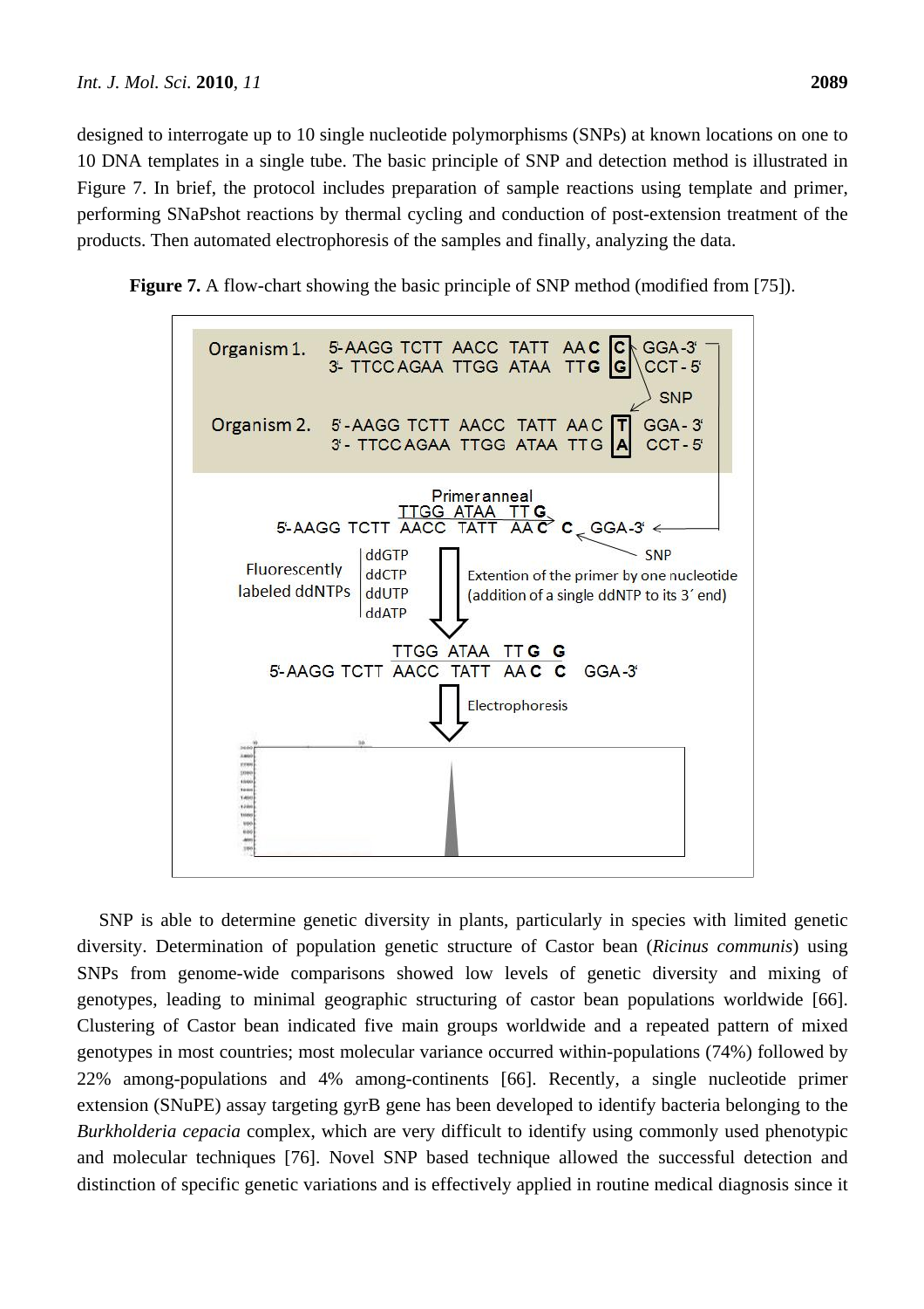designed to interrogate up to 10 single nucleotide polymorphisms (SNPs) at known locations on one to 10 DNA templates in a single tube. The basic principle of SNP and detection method is illustrated in Figure 7. In brief, the protocol includes preparation of sample reactions using template and primer, performing SNaPshot reactions by thermal cycling and conduction of post-extension treatment of the products. Then automated electrophoresis of the samples and finally, analyzing the data.

**Figure 7.** A flow-chart showing the basic principle of SNP method (modified from [75]).

SNP is able to determine genetic diversity in plants, particularly in species with limited genetic diversity. Determination of population genetic structure of Castor bean (*Ricinus communis*) using SNPs from genome-wide comparisons showed low levels of genetic diversity and mixing of genotypes, leading to minimal geographic structuring of castor bean populations worldwide [66]. Clustering of Castor bean indicated five main groups worldwide and a repeated pattern of mixed genotypes in most countries; most molecular variance occurred within-populations (74%) followed by 22% among-populations and 4% among-continents [66]. Recently, a single nucleotide primer extension (SNuPE) assay targeting gyrB gene has been developed to identify bacteria belonging to the *Burkholderia cepacia* complex, which are very difficult to identify using commonly used phenotypic and molecular techniques [76]. Novel SNP based technique allowed the successful detection and distinction of specific genetic variations and is effectively applied in routine medical diagnosis since it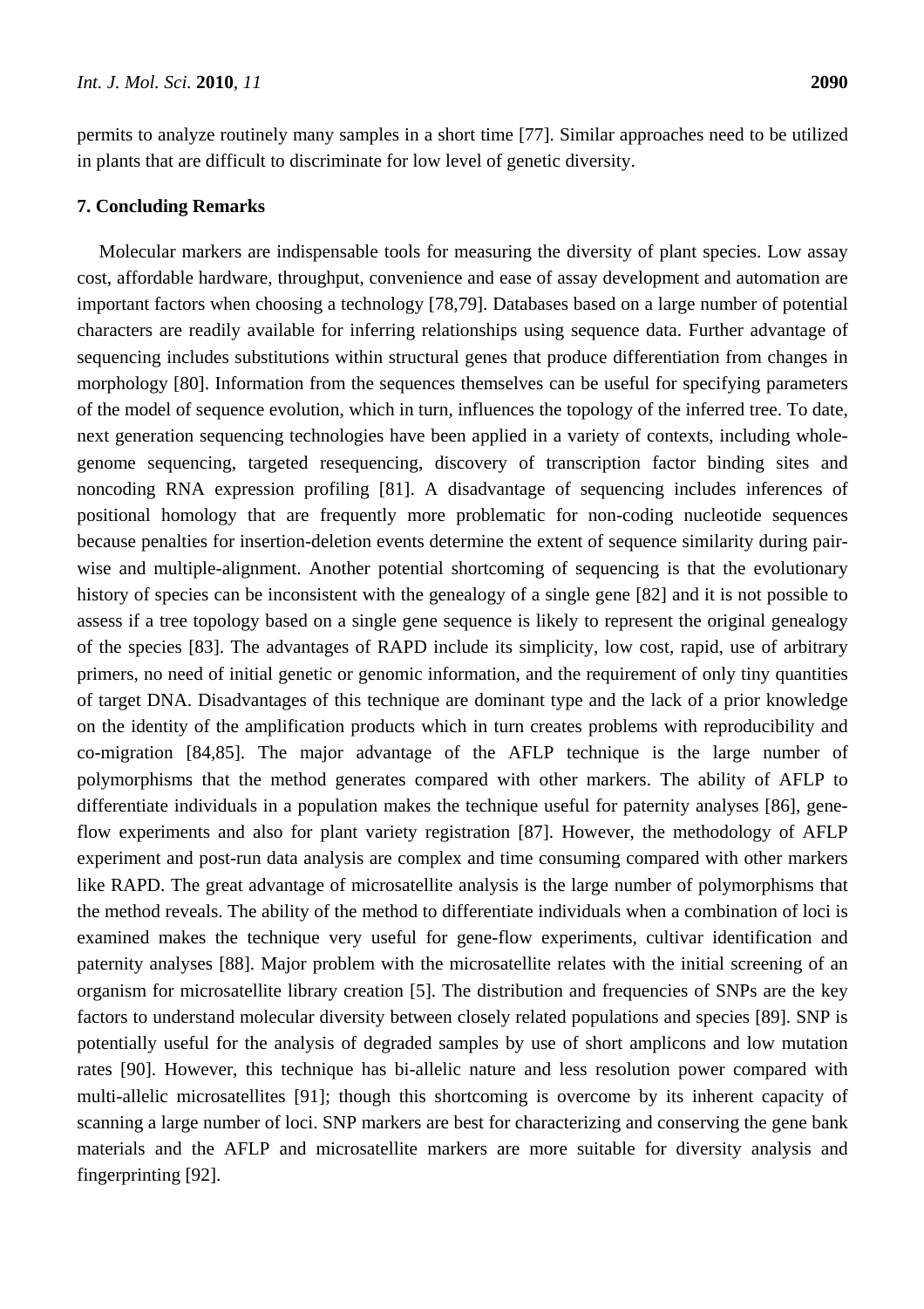permits to analyze routinely many samples in a short time [77]. Similar approaches need to be utilized in plants that are difficult to discriminate for low level of genetic diversity.

## 7. Concluding Remarks

Molecular markers are indispensable tools for measuring the diversity of plant species. Low assay cost, affordable hardware, throughput, convenience and ease of assay development and automation are important factors when choosing a technology [78,79]. Databases based on a large number of potential characters are readily available for inferring relationships using sequence data. Further advantage of sequencing includes substitutions within structural genes that produce differentiation from changes in morphology [80]. Information from the sequences themselves can be useful for specifying parameters of the model of sequence evolution, which in turn, influences the topology of the inferred tree. To date, next generation sequencing technologies have been applied in a variety of contexts, including whole-genome sequencing, targeted resequencing, discovery of transcription factor binding sites and noncoding RNA expression profiling [81]. A disadvantage of sequencing includes inferences of positional homology that are frequently more problematic for non-coding nucleotide sequences because penalties for insertion-deletion events determine the extent of sequence similarity during pair-wise and multiple-alignment. Another potential shortcoming of sequencing is that the evolutionary history of species can be inconsistent with the genealogy of a single gene [82] and it is not possible to assess if a tree topology based on a single gene sequence is likely to represent the original genealogy of the species [83]. The advantages of RAPD include its simplicity, low cost, rapid, use of arbitrary primers, no need of initial genetic or genomic information, and the requirement of only tiny quantities of target DNA. Disadvantages of this technique are dominant type and the lack of a prior knowledge on the identity of the amplification products which in turn creates problems with reproducibility and co-migration [84,85]. The major advantage of the AFLP technique is the large number of polymorphisms that the method generates compared with other markers. The ability of AFLP to differentiate individuals in a population makes the technique useful for paternity analyses [86], gene-flow experiments and also for plant variety registration [87]. However, the methodology of AFLP experiment and post-run data analysis are complex and time consuming compared with other markers like RAPD. The great advantage of microsatellite analysis is the large number of polymorphisms that the method reveals. The ability of the method to differentiate individuals when a combination of loci is examined makes the technique very useful for gene-flow experiments, cultivar identification and paternity analyses [88]. Major problem with the microsatellite relates with the initial screening of an organism for microsatellite library creation [5]. The distribution and frequencies of SNPs are the key factors to understand molecular diversity between closely related populations and species [89]. SNP is potentially useful for the analysis of degraded samples by use of short amplicons and low mutation rates [90]. However, this technique has bi-allelic nature and less resolution power compared with multi-allelic microsatellites [91]; though this shortcoming is overcome by its inherent capacity of scanning a large number of loci. SNP markers are best for characterizing and conserving the gene bank materials and the AFLP and microsatellite markers are more suitable for diversity analysis and fingerprinting [92].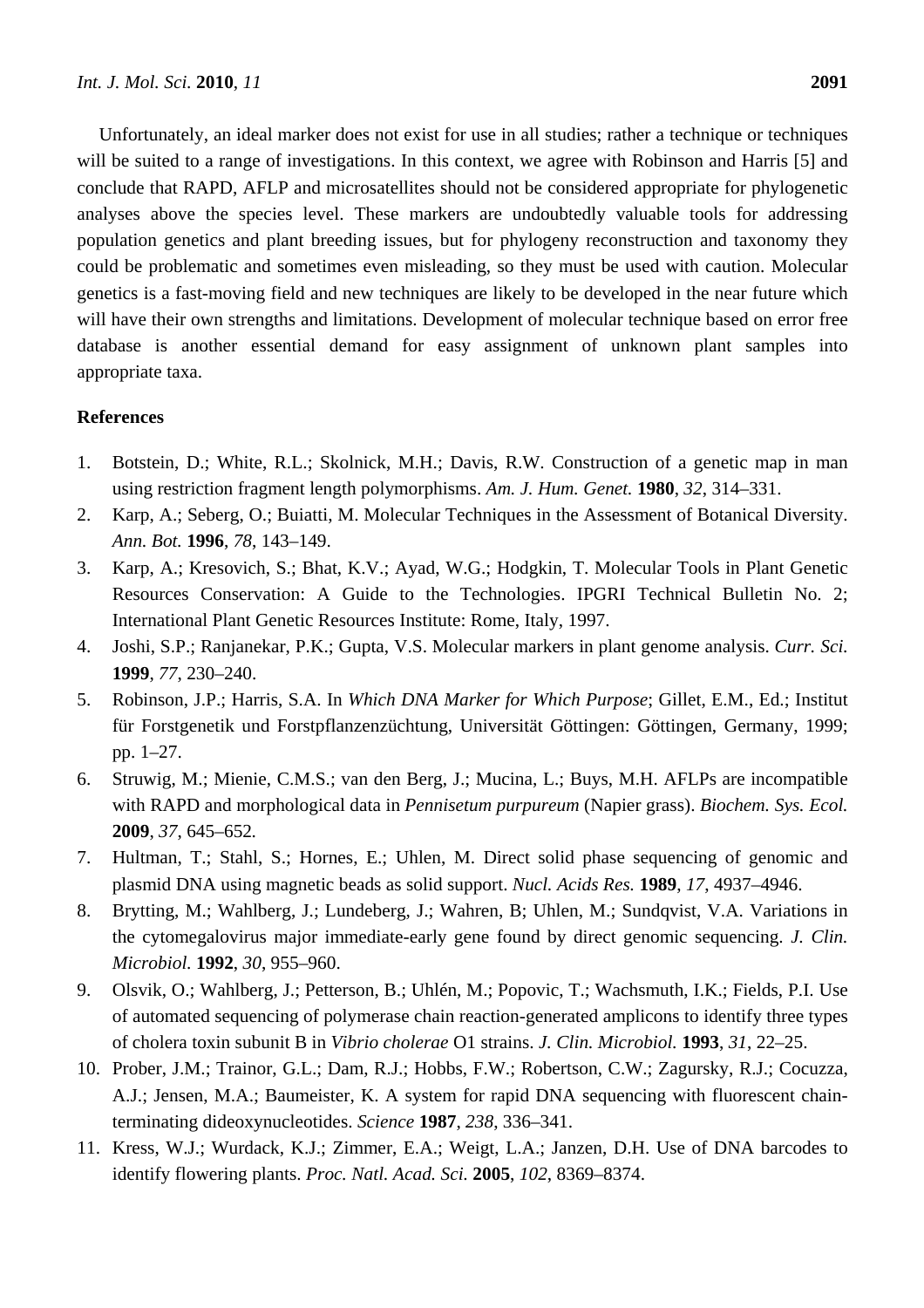Unfortunately, an ideal marker does not exist for use in all studies; rather a technique or techniques will be suited to a range of investigations. In this context, we agree with Robinson and Harris [5] and conclude that RAPD, AFLP and microsatellites should not be considered appropriate for phylogenetic analyses above the species level. These markers are undoubtedly valuable tools for addressing population genetics and plant breeding issues, but for phylogeny reconstruction and taxonomy they could be problematic and sometimes even misleading, so they must be used with caution. Molecular genetics is a fast-moving field and new techniques are likely to be developed in the near future which will have their own strengths and limitations. Development of molecular technique based on error free database is another essential demand for easy assignment of unknown plant samples into appropriate taxa.

**References**

1. Botstein, D.; White, R.L.; Skolnick, M.H.; Davis, R.W. Construction of a genetic map in man using restriction fragment length polymorphisms. *Am. J. Hum. Genet.* **1980**, *32*, 314–331.
2. Karp, A.; Seberg, O.; Buiatti, M. Molecular Techniques in the Assessment of Botanical Diversity. *Ann. Bot.* **1996**, *78*, 143–149.
3. Karp, A.; Kresovich, S.; Bhat, K.V.; Ayad, W.G.; Hodgkin, T. Molecular Tools in Plant Genetic Resources Conservation: A Guide to the Technologies. IPGRI Technical Bulletin No. 2; International Plant Genetic Resources Institute: Rome, Italy, 1997.
4. Joshi, S.P.; Ranjanekar, P.K.; Gupta, V.S. Molecular markers in plant genome analysis. *Curr. Sci.* **1999**, *77*, 230–240.
5. Robinson, J.P.; Harris, S.A. In *Which DNA Marker for Which Purpose*; Gillet, E.M., Ed.; Institut für Forstgenetik und Forstpflanzenzüchtung, Universität Göttingen: Göttingen, Germany, 1999; pp. 1–27.
6. Struwig, M.; Mienie, C.M.S.; van den Berg, J.; Mucina, L.; Buys, M.H. AFLPs are incompatible with RAPD and morphological data in *Pennisetum purpureum* (Napier grass). *Biochem. Sys. Ecol.* **2009**, *37*, 645–652.
7. Hultman, T.; Stahl, S.; Hornes, E.; Uhlen, M. Direct solid phase sequencing of genomic and plasmid DNA using magnetic beads as solid support. *Nucl. Acids Res.* **1989**, *17*, 4937–4946.
8. Brytting, M.; Wahlberg, J.; Lundeberg, J.; Wahren, B; Uhlen, M.; Sundqvist, V.A. Variations in the cytomegalovirus major immediate-early gene found by direct genomic sequencing. *J. Clin. Microbiol.* **1992**, *30*, 955–960.
9. Olsvik, O.; Wahlberg, J.; Petterson, B.; Uhlén, M.; Popovic, T.; Wachsmuth, I.K.; Fields, P.I. Use of automated sequencing of polymerase chain reaction-generated amplicons to identify three types of cholera toxin subunit B in *Vibrio cholerae* O1 strains. *J. Clin. Microbiol.* **1993**, *31*, 22–25.
10. Prober, J.M.; Trainor, G.L.; Dam, R.J.; Hobbs, F.W.; Robertson, C.W.; Zagursky, R.J.; Cocuzza, A.J.; Jensen, M.A.; Baumeister, K. A system for rapid DNA sequencing with fluorescent chain-terminating dideoxynucleotides. *Science* **1987**, *238*, 336–341.
11. Kress, W.J.; Wurdack, K.J.; Zimmer, E.A.; Weigt, L.A.; Janzen, D.H. Use of DNA barcodes to identify flowering plants. *Proc. Natl. Acad. Sci.* **2005**, *102*, 8369–8374.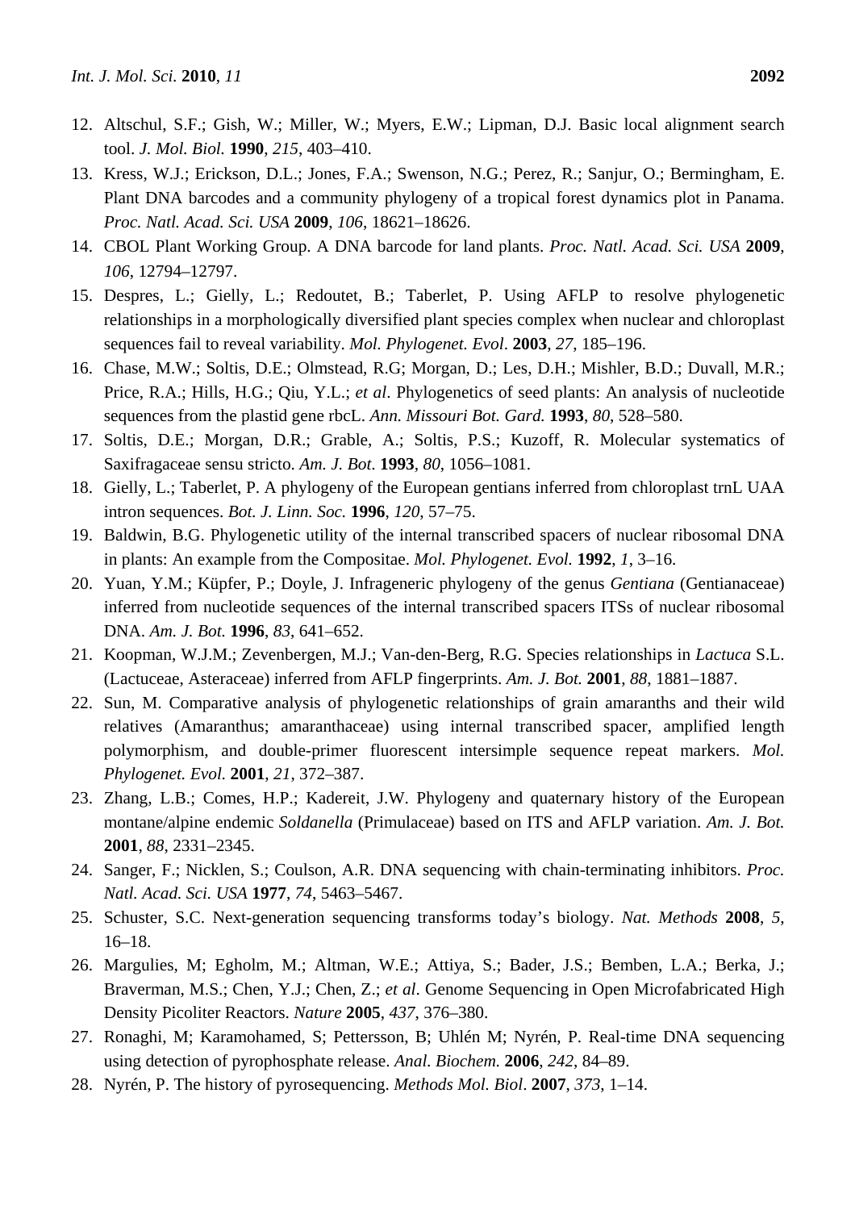12. Altschul, S.F.; Gish, W.; Miller, W.; Myers, E.W.; Lipman, D.J. Basic local alignment search tool. *J. Mol. Biol.* **1990**, *215*, 403–410.
13. Kress, W.J.; Erickson, D.L.; Jones, F.A.; Swenson, N.G.; Perez, R.; Sanjur, O.; Bermingham, E. Plant DNA barcodes and a community phylogeny of a tropical forest dynamics plot in Panama. *Proc. Natl. Acad. Sci. USA* **2009**, *106*, 18621–18626.
14. CBOL Plant Working Group. A DNA barcode for land plants. *Proc. Natl. Acad. Sci. USA* **2009**, *106*, 12794–12797.
15. Despres, L.; Gielly, L.; Redoutet, B.; Taberlet, P. Using AFLP to resolve phylogenetic relationships in a morphologically diversified plant species complex when nuclear and chloroplast sequences fail to reveal variability. *Mol. Phylogenet. Evol*. **2003**, *27*, 185–196.
16. Chase, M.W.; Soltis, D.E.; Olmstead, R.G; Morgan, D.; Les, D.H.; Mishler, B.D.; Duvall, M.R.; Price, R.A.; Hills, H.G.; Qiu, Y.L.; *et al*. Phylogenetics of seed plants: An analysis of nucleotide sequences from the plastid gene rbcL. *Ann. Missouri Bot. Gard.* **1993**, *80*, 528–580.
17. Soltis, D.E.; Morgan, D.R.; Grable, A.; Soltis, P.S.; Kuzoff, R. Molecular systematics of Saxifragaceae sensu stricto. *Am. J. Bot*. **1993**, *80*, 1056–1081.
18. Gielly, L.; Taberlet, P. A phylogeny of the European gentians inferred from chloroplast trnL UAA intron sequences. *Bot. J. Linn. Soc.* **1996**, *120*, 57–75.
19. Baldwin, B.G. Phylogenetic utility of the internal transcribed spacers of nuclear ribosomal DNA in plants: An example from the Compositae. *Mol. Phylogenet. Evol.* **1992**, *1*, 3–16.
20. Yuan, Y.M.; Küpfer, P.; Doyle, J. Infrageneric phylogeny of the genus *Gentiana* (Gentianaceae) inferred from nucleotide sequences of the internal transcribed spacers ITSs of nuclear ribosomal DNA. *Am. J. Bot.* **1996**, *83*, 641–652.
21. Koopman, W.J.M.; Zevenbergen, M.J.; Van-den-Berg, R.G. Species relationships in *Lactuca* S.L. (Lactuceae, Asteraceae) inferred from AFLP fingerprints. *Am. J. Bot.* **2001**, *88*, 1881–1887.
22. Sun, M. Comparative analysis of phylogenetic relationships of grain amaranths and their wild relatives (Amaranthus; amaranthaceae) using internal transcribed spacer, amplified length polymorphism, and double-primer fluorescent intersimple sequence repeat markers. *Mol. Phylogenet. Evol.* **2001**, *21*, 372–387.
23. Zhang, L.B.; Comes, H.P.; Kadereit, J.W. Phylogeny and quaternary history of the European montane/alpine endemic *Soldanella* (Primulaceae) based on ITS and AFLP variation. *Am. J. Bot.* **2001**, *88*, 2331–2345.
24. Sanger, F.; Nicklen, S.; Coulson, A.R. DNA sequencing with chain-terminating inhibitors. *Proc. Natl. Acad. Sci. USA* **1977**, *74*, 5463–5467.
25. Schuster, S.C. Next-generation sequencing transforms today's biology. *Nat. Methods* **2008**, *5*, 16–18.
26. Margulies, M; Egholm, M.; Altman, W.E.; Attiya, S.; Bader, J.S.; Bemben, L.A.; Berka, J.; Braverman, M.S.; Chen, Y.J.; Chen, Z.; *et al*. Genome Sequencing in Open Microfabricated High Density Picoliter Reactors. *Nature* **2005**, *437*, 376–380.
27. Ronaghi, M; Karamohamed, S; Pettersson, B; Uhlén M; Nyrén, P. Real-time DNA sequencing using detection of pyrophosphate release. *Anal. Biochem.* **2006**, *242*, 84–89.
28. Nyrén, P. The history of pyrosequencing. *Methods Mol. Biol*. **2007**, *373*, 1–14.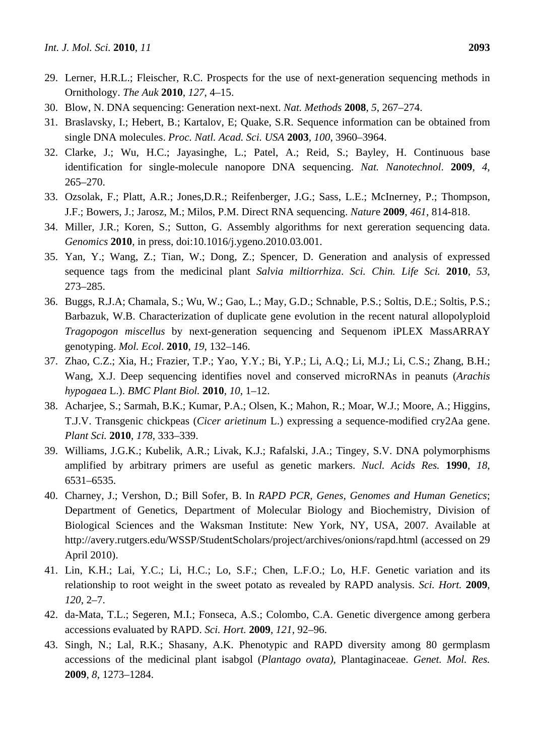29. Lerner, H.R.L.; Fleischer, R.C. Prospects for the use of next-generation sequencing methods in Ornithology. *The Auk* **2010**, *127*, 4–15.
30. Blow, N. DNA sequencing: Generation next-next. *Nat. Methods* **2008**, *5*, 267–274.
31. Braslavsky, I.; Hebert, B.; Kartalov, E; Quake, S.R. Sequence information can be obtained from single DNA molecules. *Proc. Natl. Acad. Sci. USA* **2003**, *100*, 3960–3964.
32. Clarke, J.; Wu, H.C.; Jayasinghe, L.; Patel, A.; Reid, S.; Bayley, H. Continuous base identification for single-molecule nanopore DNA sequencing. *Nat. Nanotechnol*. **2009**, *4*, 265–270.
33. Ozsolak, F.; Platt, A.R.; Jones,D.R.; Reifenberger, J.G.; Sass, L.E.; McInerney, P.; Thompson, J.F.; Bowers, J.; Jarosz, M.; Milos, P.M. Direct RNA sequencing. *Nature* **2009**, *461*, 814-818.
34. Miller, J.R.; Koren, S.; Sutton, G. Assembly algorithms for next gereration sequencing data. *Genomics* **2010**, in press, doi:10.1016/j.ygeno.2010.03.001.
35. Yan, Y.; Wang, Z.; Tian, W.; Dong, Z.; Spencer, D. Generation and analysis of expressed sequence tags from the medicinal plant *Salvia miltiorrhiza*. *Sci. Chin. Life Sci.* **2010**, *53*, 273–285.
36. Buggs, R.J.A; Chamala, S.; Wu, W.; Gao, L.; May, G.D.; Schnable, P.S.; Soltis, D.E.; Soltis, P.S.; Barbazuk, W.B. Characterization of duplicate gene evolution in the recent natural allopolyploid *Tragopogon miscellus* by next-generation sequencing and Sequenom iPLEX MassARRAY genotyping. *Mol. Ecol*. **2010**, *19*, 132–146.
37. Zhao, C.Z.; Xia, H.; Frazier, T.P.; Yao, Y.Y.; Bi, Y.P.; Li, A.Q.; Li, M.J.; Li, C.S.; Zhang, B.H.; Wang, X.J. Deep sequencing identifies novel and conserved microRNAs in peanuts (*Arachis hypogaea* L.). *BMC Plant Biol.* **2010**, *10*, 1–12.
38. Acharjee, S.; Sarmah, B.K.; Kumar, P.A.; Olsen, K.; Mahon, R.; Moar, W.J.; Moore, A.; Higgins, T.J.V. Transgenic chickpeas (*Cicer arietinum* L.) expressing a sequence-modified cry2Aa gene. *Plant Sci.* **2010**, *178*, 333–339.
39. Williams, J.G.K.; Kubelik, A.R.; Livak, K.J.; Rafalski, J.A.; Tingey, S.V. DNA polymorphisms amplified by arbitrary primers are useful as genetic markers. *Nucl. Acids Res.* **1990**, *18*, 6531–6535.
40. Charney, J.; Vershon, D.; Bill Sofer, B. In *RAPD PCR, Genes, Genomes and Human Genetics*; Department of Genetics, Department of Molecular Biology and Biochemistry, Division of Biological Sciences and the Waksman Institute: New York, NY, USA, 2007. Available at http://avery.rutgers.edu/WSSP/StudentScholars/project/archives/onions/rapd.html (accessed on 29 April 2010).
41. Lin, K.H.; Lai, Y.C.; Li, H.C.; Lo, S.F.; Chen, L.F.O.; Lo, H.F. Genetic variation and its relationship to root weight in the sweet potato as revealed by RAPD analysis. *Sci. Hort.* **2009**, *120*, 2–7.
42. da-Mata, T.L.; Segeren, M.I.; Fonseca, A.S.; Colombo, C.A. Genetic divergence among gerbera accessions evaluated by RAPD. *Sci. Hort.* **2009**, *121*, 92–96.
43. Singh, N.; Lal, R.K.; Shasany, A.K. Phenotypic and RAPD diversity among 80 germplasm accessions of the medicinal plant isabgol (*Plantago ovata)*, Plantaginaceae. *Genet. Mol. Res.* **2009**, *8*, 1273–1284.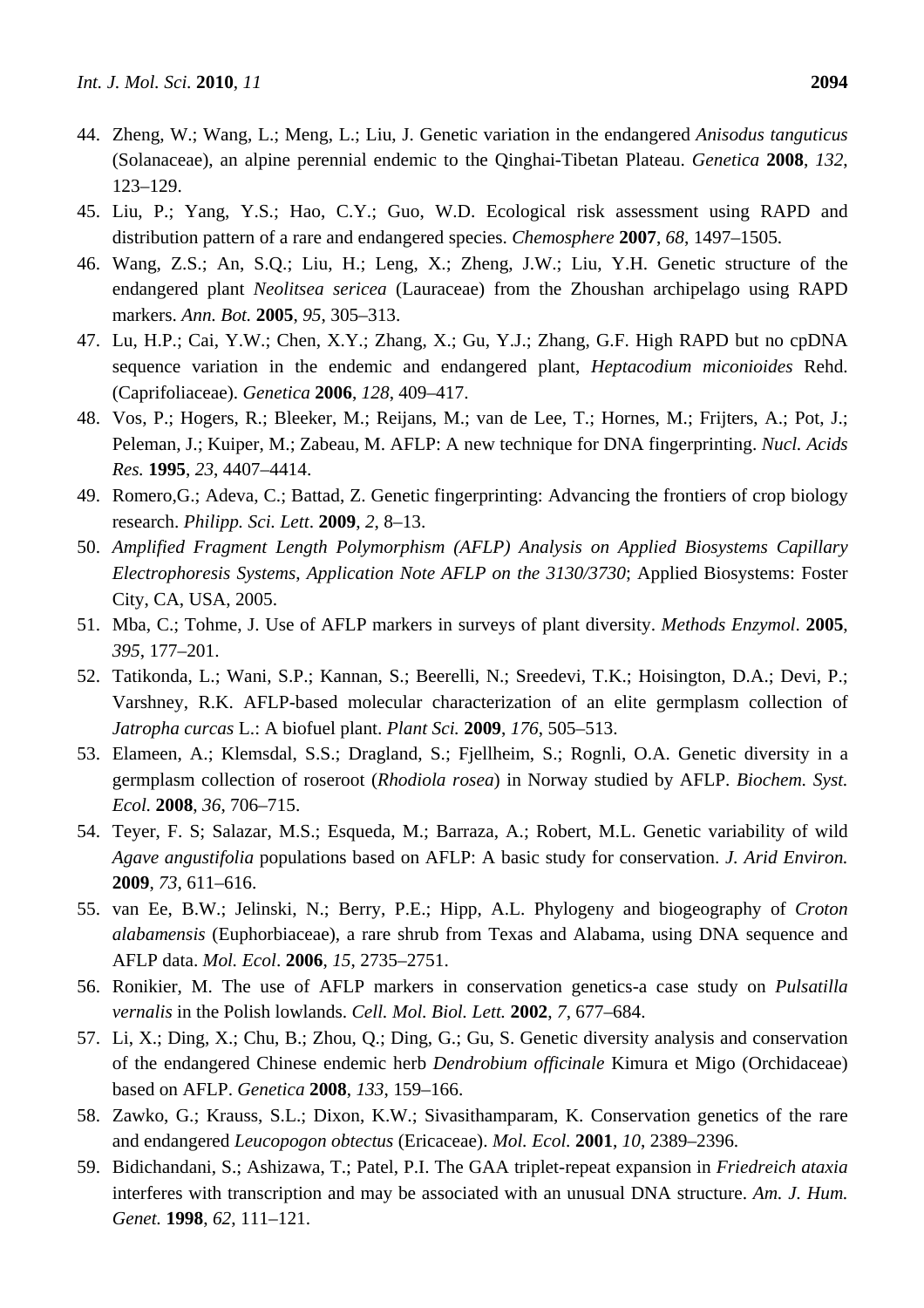44. Zheng, W.; Wang, L.; Meng, L.; Liu, J. Genetic variation in the endangered *Anisodus tanguticus* (Solanaceae), an alpine perennial endemic to the Qinghai-Tibetan Plateau. *Genetica* **2008**, *132*, 123–129.
45. Liu, P.; Yang, Y.S.; Hao, C.Y.; Guo, W.D. Ecological risk assessment using RAPD and distribution pattern of a rare and endangered species. *Chemosphere* **2007**, *68*, 1497–1505.
46. Wang, Z.S.; An, S.Q.; Liu, H.; Leng, X.; Zheng, J.W.; Liu, Y.H. Genetic structure of the endangered plant *Neolitsea sericea* (Lauraceae) from the Zhoushan archipelago using RAPD markers. *Ann. Bot.* **2005**, *95*, 305–313.
47. Lu, H.P.; Cai, Y.W.; Chen, X.Y.; Zhang, X.; Gu, Y.J.; Zhang, G.F. High RAPD but no cpDNA sequence variation in the endemic and endangered plant, *Heptacodium miconioides* Rehd. (Caprifoliaceae). *Genetica* **2006**, *128*, 409–417.
48. Vos, P.; Hogers, R.; Bleeker, M.; Reijans, M.; van de Lee, T.; Hornes, M.; Frijters, A.; Pot, J.; Peleman, J.; Kuiper, M.; Zabeau, M. AFLP: A new technique for DNA fingerprinting. *Nucl. Acids Res.* **1995**, *23*, 4407–4414.
49. Romero,G.; Adeva, C.; Battad, Z. Genetic fingerprinting: Advancing the frontiers of crop biology research. *Philipp. Sci. Lett*. **2009**, *2*, 8–13.
50. *Amplified Fragment Length Polymorphism (AFLP) Analysis on Applied Biosystems Capillary Electrophoresis Systems*, *Application Note AFLP on the 3130/3730*; Applied Biosystems: Foster City, CA, USA, 2005.
51. Mba, C.; Tohme, J. Use of AFLP markers in surveys of plant diversity. *Methods Enzymol*. **2005**, *395*, 177–201.
52. Tatikonda, L.; Wani, S.P.; Kannan, S.; Beerelli, N.; Sreedevi, T.K.; Hoisington, D.A.; Devi, P.; Varshney, R.K. AFLP-based molecular characterization of an elite germplasm collection of *Jatropha curcas* L.: A biofuel plant. *Plant Sci.* **2009**, *176*, 505–513.
53. Elameen, A.; Klemsdal, S.S.; Dragland, S.; Fjellheim, S.; Rognli, O.A. Genetic diversity in a germplasm collection of roseroot (*Rhodiola rosea*) in Norway studied by AFLP. *Biochem. Syst. Ecol.* **2008**, *36*, 706–715.
54. Teyer, F. S; Salazar, M.S.; Esqueda, M.; Barraza, A.; Robert, M.L. Genetic variability of wild *Agave angustifolia* populations based on AFLP: A basic study for conservation. *J. Arid Environ.* **2009**, *73*, 611–616.
55. van Ee, B.W.; Jelinski, N.; Berry, P.E.; Hipp, A.L. Phylogeny and biogeography of *Croton alabamensis* (Euphorbiaceae), a rare shrub from Texas and Alabama, using DNA sequence and AFLP data. *Mol. Ecol*. **2006**, *15*, 2735–2751.
56. Ronikier, M. The use of AFLP markers in conservation genetics-a case study on *Pulsatilla vernalis* in the Polish lowlands. *Cell. Mol. Biol. Lett.* **2002**, *7*, 677–684.
57. Li, X.; Ding, X.; Chu, B.; Zhou, Q.; Ding, G.; Gu, S. Genetic diversity analysis and conservation of the endangered Chinese endemic herb *Dendrobium officinale* Kimura et Migo (Orchidaceae) based on AFLP. *Genetica* **2008**, *133*, 159–166.
58. Zawko, G.; Krauss, S.L.; Dixon, K.W.; Sivasithamparam, K. Conservation genetics of the rare and endangered *Leucopogon obtectus* (Ericaceae). *Mol. Ecol.* **2001**, *10*, 2389–2396.
59. Bidichandani, S.; Ashizawa, T.; Patel, P.I. The GAA triplet-repeat expansion in *Friedreich ataxia* interferes with transcription and may be associated with an unusual DNA structure. *Am. J. Hum. Genet.* **1998**, *62*, 111–121.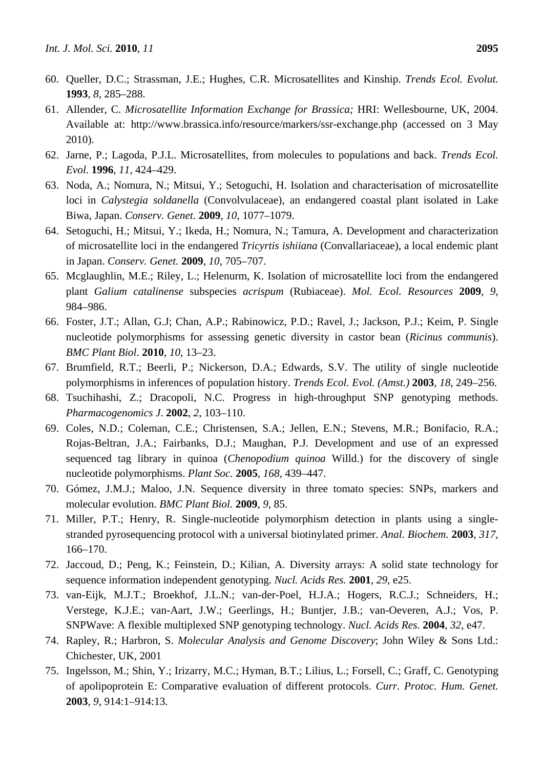60. Queller, D.C.; Strassman, J.E.; Hughes, C.R. Microsatellites and Kinship. *Trends Ecol. Evolut.* **1993**, *8*, 285–288.
61. Allender, C. *Microsatellite Information Exchange for Brassica;* HRI: Wellesbourne, UK, 2004. Available at: http://www.brassica.info/resource/markers/ssr-exchange.php (accessed on 3 May 2010).
62. Jarne, P.; Lagoda, P.J.L. Microsatellites, from molecules to populations and back. *Trends Ecol. Evol.* **1996**, *11*, 424–429.
63. Noda, A.; Nomura, N.; Mitsui, Y.; Setoguchi, H. Isolation and characterisation of microsatellite loci in *Calystegia soldanella* (Convolvulaceae), an endangered coastal plant isolated in Lake Biwa, Japan. *Conserv. Genet.* **2009**, *10*, 1077–1079.
64. Setoguchi, H.; Mitsui, Y.; Ikeda, H.; Nomura, N.; Tamura, A. Development and characterization of microsatellite loci in the endangered *Tricyrtis ishiiana* (Convallariaceae), a local endemic plant in Japan. *Conserv. Genet.* **2009**, *10*, 705–707.
65. Mcglaughlin, M.E.; Riley, L.; Helenurm, K. Isolation of microsatellite loci from the endangered plant *Galium catalinense* subspecies *acrispum* (Rubiaceae). *Mol. Ecol. Resources* **2009**, *9*, 984–986.
66. Foster, J.T.; Allan, G.J; Chan, A.P.; Rabinowicz, P.D.; Ravel, J.; Jackson, P.J.; Keim, P. Single nucleotide polymorphisms for assessing genetic diversity in castor bean (*Ricinus communis*). *BMC Plant Biol*. **2010**, *10*, 13–23.
67. Brumfield, R.T.; Beerli, P.; Nickerson, D.A.; Edwards, S.V. The utility of single nucleotide polymorphisms in inferences of population history. *Trends Ecol. Evol. (Amst.)* **2003**, *18*, 249–256.
68. Tsuchihashi, Z.; Dracopoli, N.C. Progress in high-throughput SNP genotyping methods. *Pharmacogenomics J*. **2002**, *2*, 103–110.
69. Coles, N.D.; Coleman, C.E.; Christensen, S.A.; Jellen, E.N.; Stevens, M.R.; Bonifacio, R.A.; Rojas-Beltran, J.A.; Fairbanks, D.J.; Maughan, P.J. Development and use of an expressed sequenced tag library in quinoa (*Chenopodium quinoa* Willd.) for the discovery of single nucleotide polymorphisms. *Plant Soc.* **2005**, *168*, 439–447.
70. Gómez, J.M.J.; Maloo, J.N. Sequence diversity in three tomato species: SNPs, markers and molecular evolution. *BMC Plant Biol.* **2009**, *9*, 85.
71. Miller, P.T.; Henry, R. Single-nucleotide polymorphism detection in plants using a single-stranded pyrosequencing protocol with a universal biotinylated primer. *Anal. Biochem.* **2003**, *317*, 166–170.
72. Jaccoud, D.; Peng, K.; Feinstein, D.; Kilian, A. Diversity arrays: A solid state technology for sequence information independent genotyping. *Nucl. Acids Res.* **2001**, *29*, e25.
73. van-Eijk, M.J.T.; Broekhof, J.L.N.; van-der-Poel, H.J.A.; Hogers, R.C.J.; Schneiders, H.; Verstege, K.J.E.; van-Aart, J.W.; Geerlings, H.; Buntjer, J.B.; van-Oeveren, A.J.; Vos, P. SNPWave: A flexible multiplexed SNP genotyping technology. *Nucl. Acids Res.* **2004**, *32*, e47.
74. Rapley, R.; Harbron, S. *Molecular Analysis and Genome Discovery*; John Wiley & Sons Ltd.: Chichester, UK, 2001
75. Ingelsson, M.; Shin, Y.; Irizarry, M.C.; Hyman, B.T.; Lilius, L.; Forsell, C.; Graff, C. Genotyping of apolipoprotein E: Comparative evaluation of different protocols. *Curr. Protoc. Hum. Genet.* **2003**, *9*, 914:1–914:13.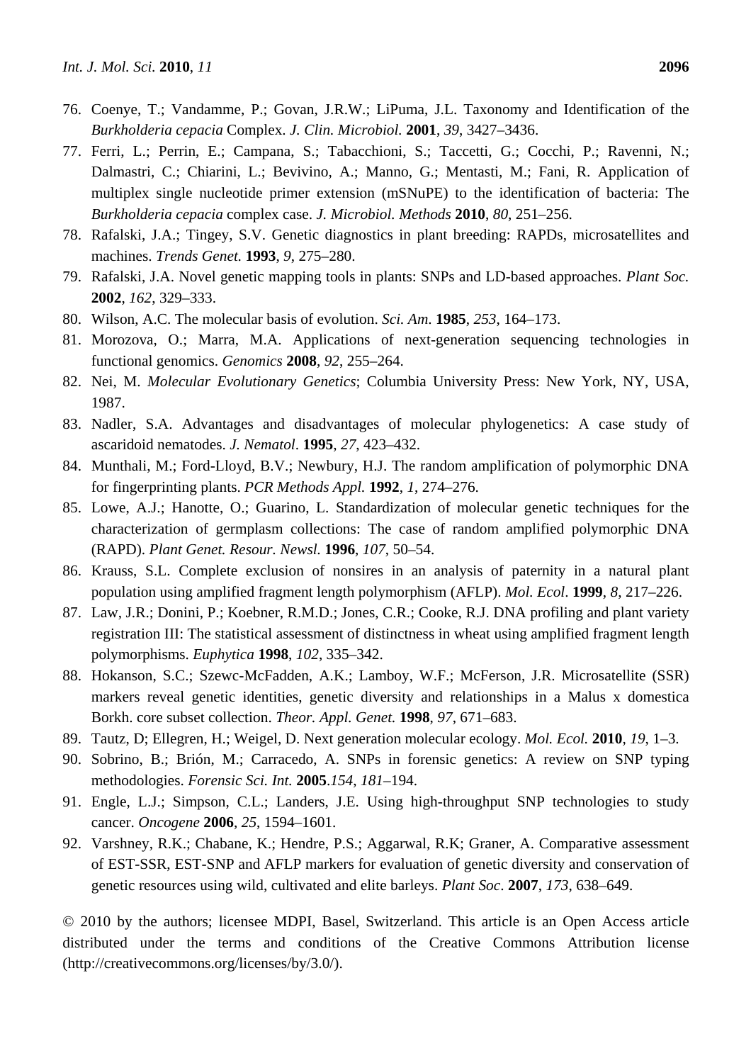76. Coenye, T.; Vandamme, P.; Govan, J.R.W.; LiPuma, J.L. Taxonomy and Identification of the *Burkholderia cepacia* Complex. *J. Clin. Microbiol.* **2001**, *39*, 3427–3436.
77. Ferri, L.; Perrin, E.; Campana, S.; Tabacchioni, S.; Taccetti, G.; Cocchi, P.; Ravenni, N.; Dalmastri, C.; Chiarini, L.; Bevivino, A.; Manno, G.; Mentasti, M.; Fani, R. Application of multiplex single nucleotide primer extension (mSNuPE) to the identification of bacteria: The *Burkholderia cepacia* complex case. *J. Microbiol. Methods* **2010**, *80*, 251–256.
78. Rafalski, J.A.; Tingey, S.V. Genetic diagnostics in plant breeding: RAPDs, microsatellites and machines. *Trends Genet.* **1993**, *9*, 275–280.
79. Rafalski, J.A. Novel genetic mapping tools in plants: SNPs and LD-based approaches. *Plant Soc.* **2002**, *162*, 329–333.
80. Wilson, A.C. The molecular basis of evolution. *Sci. Am.* **1985**, *253*, 164–173.
81. Morozova, O.; Marra, M.A. Applications of next-generation sequencing technologies in functional genomics. *Genomics* **2008**, *92*, 255–264.
82. Nei, M. *Molecular Evolutionary Genetics*; Columbia University Press: New York, NY, USA, 1987.
83. Nadler, S.A. Advantages and disadvantages of molecular phylogenetics: A case study of ascaridoid nematodes. *J. Nematol*. **1995**, *27*, 423–432.
84. Munthali, M.; Ford-Lloyd, B.V.; Newbury, H.J. The random amplification of polymorphic DNA for fingerprinting plants. *PCR Methods Appl.* **1992**, *1*, 274–276.
85. Lowe, A.J.; Hanotte, O.; Guarino, L. Standardization of molecular genetic techniques for the characterization of germplasm collections: The case of random amplified polymorphic DNA (RAPD). *Plant Genet. Resour. Newsl.* **1996**, *107*, 50–54.
86. Krauss, S.L. Complete exclusion of nonsires in an analysis of paternity in a natural plant population using amplified fragment length polymorphism (AFLP). *Mol. Ecol*. **1999**, *8*, 217–226.
87. Law, J.R.; Donini, P.; Koebner, R.M.D.; Jones, C.R.; Cooke, R.J. DNA profiling and plant variety registration III: The statistical assessment of distinctness in wheat using amplified fragment length polymorphisms. *Euphytica* **1998**, *102*, 335–342.
88. Hokanson, S.C.; Szewc-McFadden, A.K.; Lamboy, W.F.; McFerson, J.R. Microsatellite (SSR) markers reveal genetic identities, genetic diversity and relationships in a Malus x domestica Borkh. core subset collection. *Theor. Appl. Genet.* **1998**, *97*, 671–683.
89. Tautz, D; Ellegren, H.; Weigel, D. Next generation molecular ecology. *Mol. Ecol.* **2010**, *19*, 1–3.
90. Sobrino, B.; Brión, M.; Carracedo, A. SNPs in forensic genetics: A review on SNP typing methodologies. *Forensic Sci. Int.* **2005**.*154*, *181*–194.
91. Engle, L.J.; Simpson, C.L.; Landers, J.E. Using high-throughput SNP technologies to study cancer. *Oncogene* **2006**, *25*, 1594–1601.
92. Varshney, R.K.; Chabane, K.; Hendre, P.S.; Aggarwal, R.K; Graner, A. Comparative assessment of EST-SSR, EST-SNP and AFLP markers for evaluation of genetic diversity and conservation of genetic resources using wild, cultivated and elite barleys. *Plant Soc*. **2007**, *173*, 638–649.

© 2010 by the authors; licensee MDPI, Basel, Switzerland. This article is an Open Access article distributed under the terms and conditions of the Creative Commons Attribution license (http://creativecommons.org/licenses/by/3.0/).